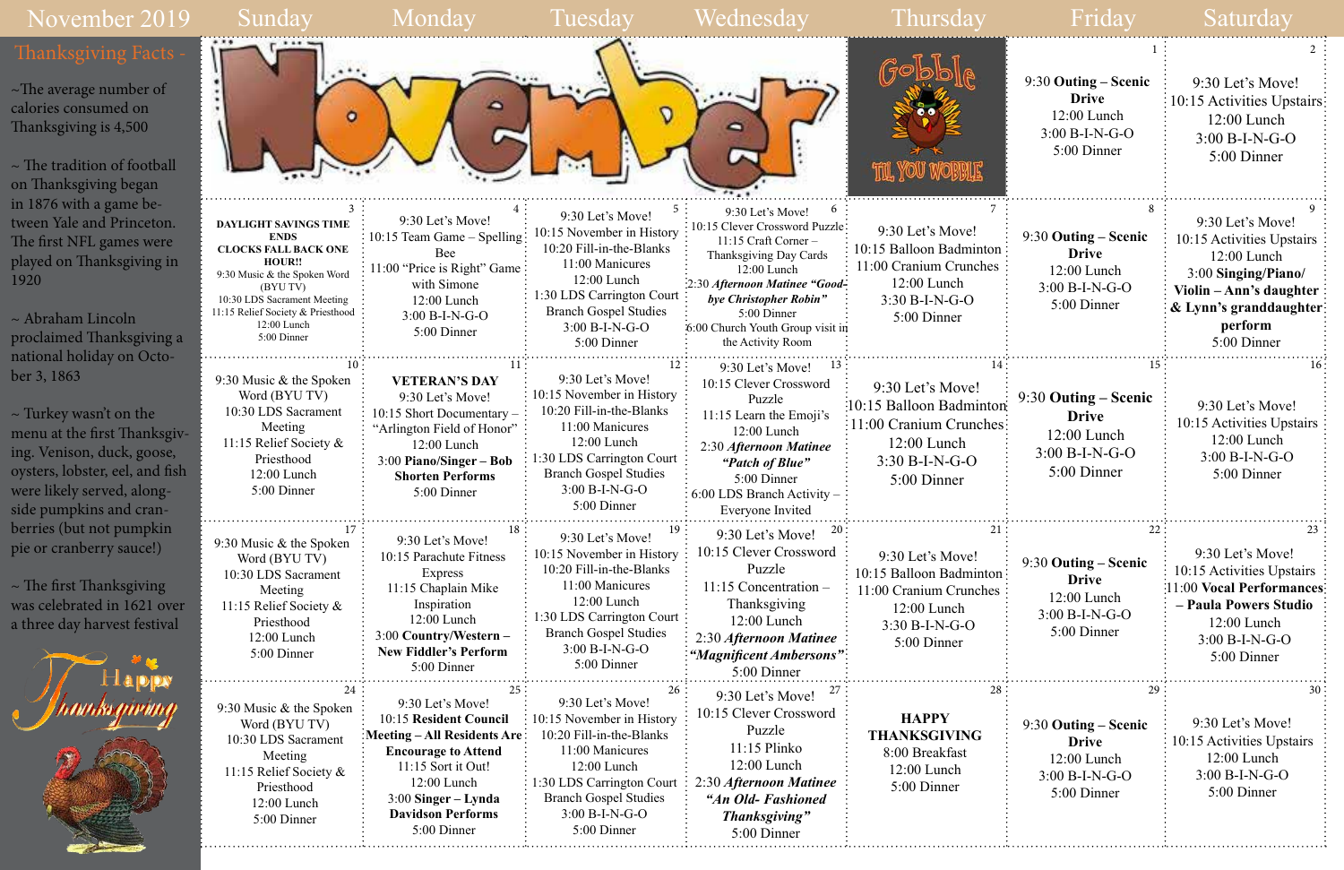# November 2019

## Thanksgiving Facts -

~The average number of calories consumed on Thanksgiving is 4,500

~ The tradition of football on Thanksgiving began in 1876 with a game between Yale and Princeton. The first NFL games were played on Thanksgiving in 1920

~ Abraham Lincoln proclaimed Thanksgiving a national holiday on October 3, 1863

~ Turkey wasn't on the menu at the first Thanksgiving. Venison, duck, goose, oysters, lobster, eel, and fish were likely served, alongside pumpkins and cranberries (but not pumpkin pie or cranberry sauce!)

~ The first Thanksgiving was celebrated in 1621 over a three day harvest festival

Happy Thanksgiving

| Sunday | Monday | Tuesday | Wednesday | Thursday | Friday | Saturday |
|---|---|---|---|---|---|---|
| November | | | | Gobble 'Til You Wobble | **1**<br>9:30 **Outing – Scenic Drive**<br>12:00 Lunch<br>3:00 B-I-N-G-O<br>5:00 Dinner | **2**<br>9:30 Let's Move!<br>10:15 Activities Upstairs<br>12:00 Lunch<br>3:00 B-I-N-G-O<br>5:00 Dinner |
| **3**<br>**DAYLIGHT SAVINGS TIME ENDS**<br>**CLOCKS FALL BACK ONE HOUR!!**<br>9:30 Music & the Spoken Word (BYU TV)<br>10:30 LDS Sacrament Meeting<br>11:15 Relief Society & Priesthood<br>12:00 Lunch<br>5:00 Dinner | **4**<br>9:30 Let's Move!<br>10:15 Team Game – Spelling Bee<br>11:00 "Price is Right" Game with Simone<br>12:00 Lunch<br>3:00 B-I-N-G-O<br>5:00 Dinner | **5**<br>9:30 Let's Move!<br>10:15 November in History<br>10:20 Fill-in-the-Blanks<br>11:00 Manicures<br>12:00 Lunch<br>1:30 LDS Carrington Court Branch Gospel Studies<br>3:00 B-I-N-G-O<br>5:00 Dinner | **6**<br>9:30 Let's Move!<br>10:15 Clever Crossword Puzzle<br>11:15 Craft Corner – Thanksgiving Day Cards<br>12:00 Lunch<br>2:30 ***Afternoon Matinee "Good-bye Christopher Robin"***<br>5:00 Dinner<br>6:00 Church Youth Group visit in the Activity Room | **7**<br>9:30 Let's Move!<br>10:15 Balloon Badminton<br>11:00 Cranium Crunches<br>12:00 Lunch<br>3:30 B-I-N-G-O<br>5:00 Dinner | **8**<br>9:30 **Outing – Scenic Drive**<br>12:00 Lunch<br>3:00 B-I-N-G-O<br>5:00 Dinner | **9**<br>9:30 Let's Move!<br>10:15 Activities Upstairs<br>12:00 Lunch<br>3:00 **Singing/Piano/ Violin – Ann's daughter & Lynn's granddaughter perform**<br>5:00 Dinner |
| **10**<br>9:30 Music & the Spoken Word (BYU TV)<br>10:30 LDS Sacrament Meeting<br>11:15 Relief Society & Priesthood<br>12:00 Lunch<br>5:00 Dinner | **11**<br>**VETERAN'S DAY**<br>9:30 Let's Move!<br>10:15 Short Documentary – "Arlington Field of Honor"<br>12:00 Lunch<br>3:00 **Piano/Singer – Bob Shorten Performs**<br>5:00 Dinner | **12**<br>9:30 Let's Move!<br>10:15 November in History<br>10:20 Fill-in-the-Blanks<br>11:00 Manicures<br>12:00 Lunch<br>1:30 LDS Carrington Court Branch Gospel Studies<br>3:00 B-I-N-G-O<br>5:00 Dinner | **13**<br>9:30 Let's Move!<br>10:15 Clever Crossword Puzzle<br>11:15 Learn the Emoji's<br>12:00 Lunch<br>2:30 ***Afternoon Matinee "Patch of Blue"***<br>5:00 Dinner<br>6:00 LDS Branch Activity – Everyone Invited | **14**<br>9:30 Let's Move!<br>10:15 Balloon Badminton<br>11:00 Cranium Crunches<br>12:00 Lunch<br>3:30 B-I-N-G-O<br>5:00 Dinner | **15**<br>9:30 **Outing – Scenic Drive**<br>12:00 Lunch<br>3:00 B-I-N-G-O<br>5:00 Dinner | **16**<br>9:30 Let's Move!<br>10:15 Activities Upstairs<br>12:00 Lunch<br>3:00 B-I-N-G-O<br>5:00 Dinner |
| **17**<br>9:30 Music & the Spoken Word (BYU TV)<br>10:30 LDS Sacrament Meeting<br>11:15 Relief Society & Priesthood<br>12:00 Lunch<br>5:00 Dinner | **18**<br>9:30 Let's Move!<br>10:15 Parachute Fitness Express<br>11:15 Chaplain Mike Inspiration<br>12:00 Lunch<br>3:00 **Country/Western – New Fiddler's Perform**<br>5:00 Dinner | **19**<br>9:30 Let's Move!<br>10:15 November in History<br>10:20 Fill-in-the-Blanks<br>11:00 Manicures<br>12:00 Lunch<br>1:30 LDS Carrington Court Branch Gospel Studies<br>3:00 B-I-N-G-O<br>5:00 Dinner | **20**<br>9:30 Let's Move!<br>10:15 Clever Crossword Puzzle<br>11:15 Concentration – Thanksgiving<br>12:00 Lunch<br>2:30 ***Afternoon Matinee "Magnificent Ambersons"***<br>5:00 Dinner | **21**<br>9:30 Let's Move!<br>10:15 Balloon Badminton<br>11:00 Cranium Crunches<br>12:00 Lunch<br>3:30 B-I-N-G-O<br>5:00 Dinner | **22**<br>9:30 **Outing – Scenic Drive**<br>12:00 Lunch<br>3:00 B-I-N-G-O<br>5:00 Dinner | **23**<br>9:30 Let's Move!<br>10:15 Activities Upstairs<br>11:00 **Vocal Performances – Paula Powers Studio**<br>12:00 Lunch<br>3:00 B-I-N-G-O<br>5:00 Dinner |
| **24**<br>9:30 Music & the Spoken Word (BYU TV)<br>10:30 LDS Sacrament Meeting<br>11:15 Relief Society & Priesthood<br>12:00 Lunch<br>5:00 Dinner | **25**<br>9:30 Let's Move!<br>10:15 **Resident Council Meeting – All Residents Are Encourage to Attend**<br>11:15 Sort it Out!<br>12:00 Lunch<br>3:00 **Singer – Lynda Davidson Performs**<br>5:00 Dinner | **26**<br>9:30 Let's Move!<br>10:15 November in History<br>10:20 Fill-in-the-Blanks<br>11:00 Manicures<br>12:00 Lunch<br>1:30 LDS Carrington Court Branch Gospel Studies<br>3:00 B-I-N-G-O<br>5:00 Dinner | **27**<br>9:30 Let's Move!<br>10:15 Clever Crossword Puzzle<br>11:15 Plinko<br>12:00 Lunch<br>2:30 ***Afternoon Matinee "An Old- Fashioned Thanksgiving"***<br>5:00 Dinner | **28**<br>**HAPPY THANKSGIVING**<br>8:00 Breakfast<br>12:00 Lunch<br>5:00 Dinner | **29**<br>9:30 **Outing – Scenic Drive**<br>12:00 Lunch<br>3:00 B-I-N-G-O<br>5:00 Dinner | **30**<br>9:30 Let's Move!<br>10:15 Activities Upstairs<br>12:00 Lunch<br>3:00 B-I-N-G-O<br>5:00 Dinner |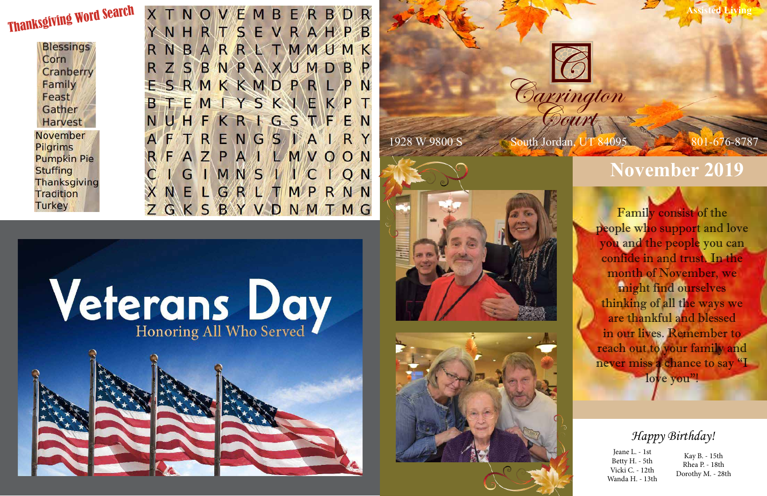## Thanksgiving Word Search

Blessings
Corn
Cranberry
Family
Feast
Gather
Harvest
November
Pilgrims
Pumpkin Pie
Stuffing
Thanksgiving
Tradition
Turkey

| | | | | | | | | | | | | |
|---|---|---|---|---|---|---|---|---|---|---|---|---|
| X | T | N | O | V | E | M | B | E | R | B | D | R |
| Y | N | H | R | T | S | E | V | R | A | H | P | B |
| R | N | B | A | R | R | L | T | M | M | U | M | K |
| R | Z | S | B | N | P | A | X | U | M | D | B | P |
| E | S | R | M | K | K | M | D | P | R | L | P | N |
| B | T | E | M | I | Y | S | K | I | E | K | P | T |
| N | U | H | F | K | R | I | G | S | T | F | E | N |
| A | F | T | R | E | N | G | S | I | A | I | R | Y |
| R | F | A | Z | P | A | I | L | M | V | O | O | N |
| C | I | G | I | M | N | S | I | I | C | I | Q | N |
| X | N | E | L | G | R | L | T | M | P | R | N | N |
| Z | G | K | S | B | Y | V | D | N | M | T | M | G |

# Veterans Day
Honoring All Who Served

Assisted Living

Carrington Court

1928 W 9800 S South Jordan, UT 84095 801-676-8787

## November 2019

Family consist of the people who support and love you and the people you can confide in and trust. In the month of November, we might find ourselves thinking of all the ways we are thankful and blessed in our lives. Remember to reach out to your family and never miss a chance to say "I love you"!

### *Happy Birthday!*

Jeane L. - 1st
Betty H. - 5th
Vicki C. - 12th
Wanda H. - 13th
Kay B. - 15th
Rhea P. - 18th
Dorothy M. - 28th